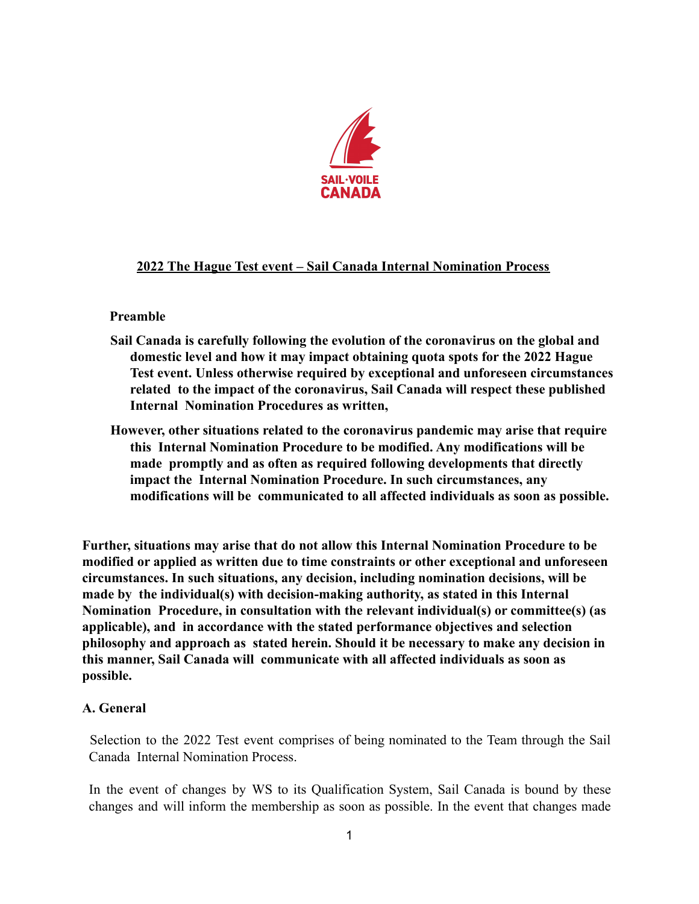SAIL·VOILE CANADA

# 2022 The Hague Test event – Sail Canada Internal Nomination Process

**Preamble**

**Sail Canada is carefully following the evolution of the coronavirus on the global and domestic level and how it may impact obtaining quota spots for the 2022 Hague Test event. Unless otherwise required by exceptional and unforeseen circumstances related to the impact of the coronavirus, Sail Canada will respect these published Internal Nomination Procedures as written,**

**However, other situations related to the coronavirus pandemic may arise that require this Internal Nomination Procedure to be modified. Any modifications will be made promptly and as often as required following developments that directly impact the Internal Nomination Procedure. In such circumstances, any modifications will be communicated to all affected individuals as soon as possible.**

**Further, situations may arise that do not allow this Internal Nomination Procedure to be modified or applied as written due to time constraints or other exceptional and unforeseen circumstances. In such situations, any decision, including nomination decisions, will be made by the individual(s) with decision-making authority, as stated in this Internal Nomination Procedure, in consultation with the relevant individual(s) or committee(s) (as applicable), and in accordance with the stated performance objectives and selection philosophy and approach as stated herein. Should it be necessary to make any decision in this manner, Sail Canada will communicate with all affected individuals as soon as possible.**

## A. General

Selection to the 2022 Test event comprises of being nominated to the Team through the Sail Canada Internal Nomination Process.

In the event of changes by WS to its Qualification System, Sail Canada is bound by these changes and will inform the membership as soon as possible. In the event that changes made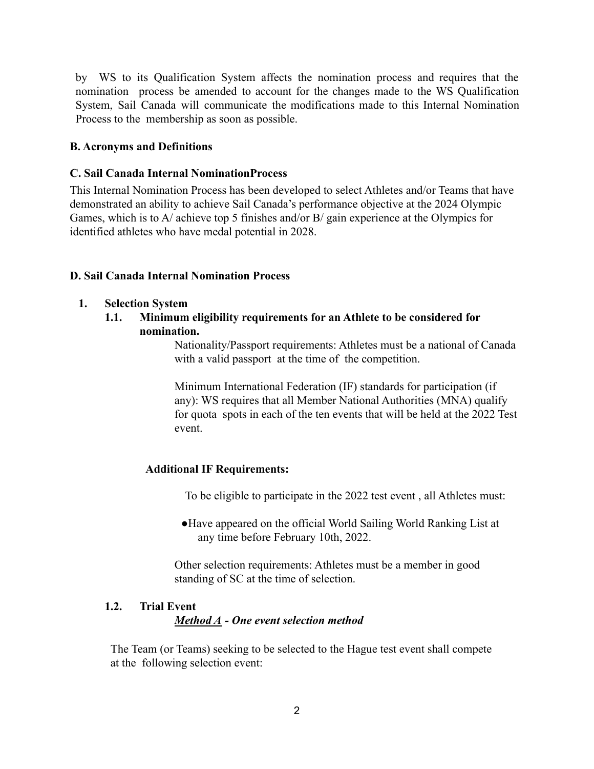by WS to its Qualification System affects the nomination process and requires that the nomination process be amended to account for the changes made to the WS Qualification System, Sail Canada will communicate the modifications made to this Internal Nomination Process to the membership as soon as possible.

**B. Acronyms and Definitions**

**C. Sail Canada Internal NominationProcess**

This Internal Nomination Process has been developed to select Athletes and/or Teams that have demonstrated an ability to achieve Sail Canada's performance objective at the 2024 Olympic Games, which is to A/ achieve top 5 finishes and/or B/ gain experience at the Olympics for identified athletes who have medal potential in 2028.

**D. Sail Canada Internal Nomination Process**

1. **Selection System**

   1.1. **Minimum eligibility requirements for an Athlete to be considered for nomination.**

   Nationality/Passport requirements: Athletes must be a national of Canada with a valid passport at the time of the competition.

   Minimum International Federation (IF) standards for participation (if any): WS requires that all Member National Authorities (MNA) qualify for quota spots in each of the ten events that will be held at the 2022 Test event.

   **Additional IF Requirements:**

   To be eligible to participate in the 2022 test event , all Athletes must:

   - Have appeared on the official World Sailing World Ranking List at any time before February 10th, 2022.

   Other selection requirements: Athletes must be a member in good standing of SC at the time of selection.

   1.2. **Trial Event**

   ***<u>Method A</u> - One event selection method***

   The Team (or Teams) seeking to be selected to the Hague test event shall compete at the following selection event: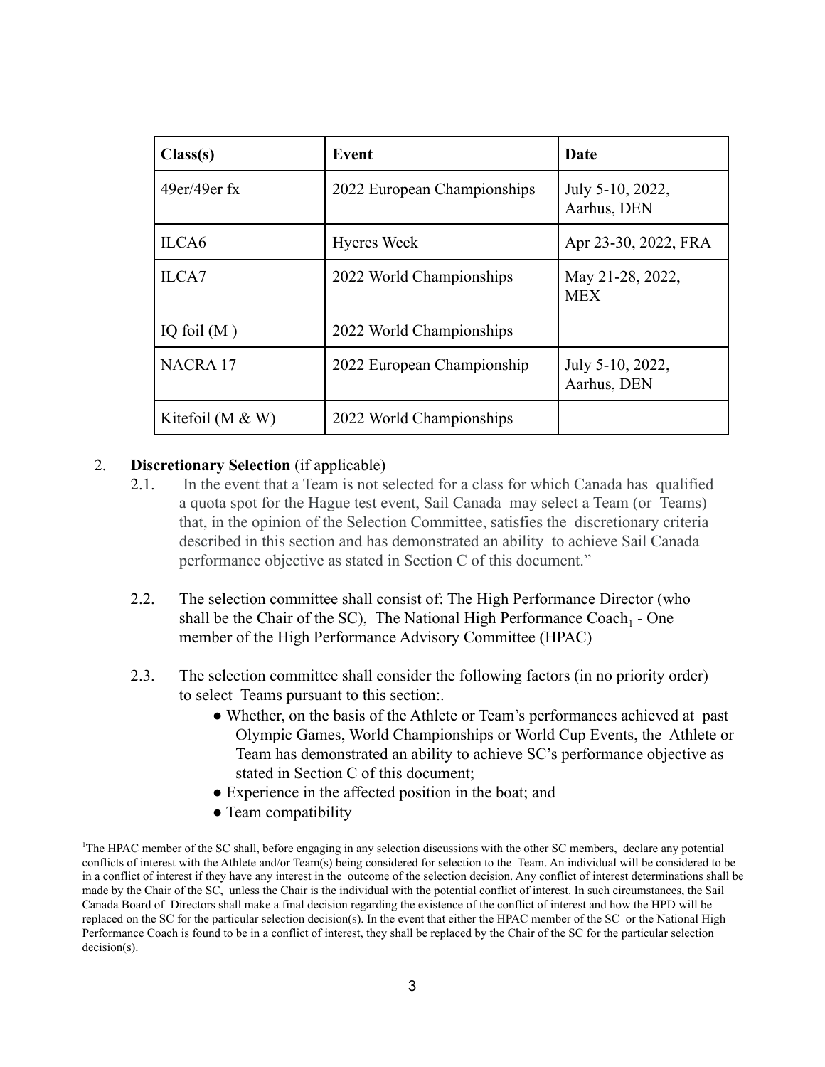| Class(s) | Event | Date |
|---|---|---|
| 49er/49er fx | 2022 European Championships | July 5-10, 2022, Aarhus, DEN |
| ILCA6 | Hyeres Week | Apr 23-30, 2022, FRA |
| ILCA7 | 2022 World Championships | May 21-28, 2022, MEX |
| IQ foil (M ) | 2022 World Championships | |
| NACRA 17 | 2022 European Championship | July 5-10, 2022, Aarhus, DEN |
| Kitefoil (M & W) | 2022 World Championships | |

2. **Discretionary Selection** (if applicable)

   2.1. In the event that a Team is not selected for a class for which Canada has qualified a quota spot for the Hague test event, Sail Canada may select a Team (or Teams) that, in the opinion of the Selection Committee, satisfies the discretionary criteria described in this section and has demonstrated an ability to achieve Sail Canada performance objective as stated in Section C of this document."

   2.2. The selection committee shall consist of: The High Performance Director (who shall be the Chair of the SC), The National High Performance Coach[1] - One member of the High Performance Advisory Committee (HPAC)

   2.3. The selection committee shall consider the following factors (in no priority order) to select Teams pursuant to this section:.

   - Whether, on the basis of the Athlete or Team's performances achieved at past Olympic Games, World Championships or World Cup Events, the Athlete or Team has demonstrated an ability to achieve SC's performance objective as stated in Section C of this document;
   - Experience in the affected position in the boat; and
   - Team compatibility

[1]The HPAC member of the SC shall, before engaging in any selection discussions with the other SC members, declare any potential conflicts of interest with the Athlete and/or Team(s) being considered for selection to the Team. An individual will be considered to be in a conflict of interest if they have any interest in the outcome of the selection decision. Any conflict of interest determinations shall be made by the Chair of the SC, unless the Chair is the individual with the potential conflict of interest. In such circumstances, the Sail Canada Board of Directors shall make a final decision regarding the existence of the conflict of interest and how the HPD will be replaced on the SC for the particular selection decision(s). In the event that either the HPAC member of the SC or the National High Performance Coach is found to be in a conflict of interest, they shall be replaced by the Chair of the SC for the particular selection decision(s).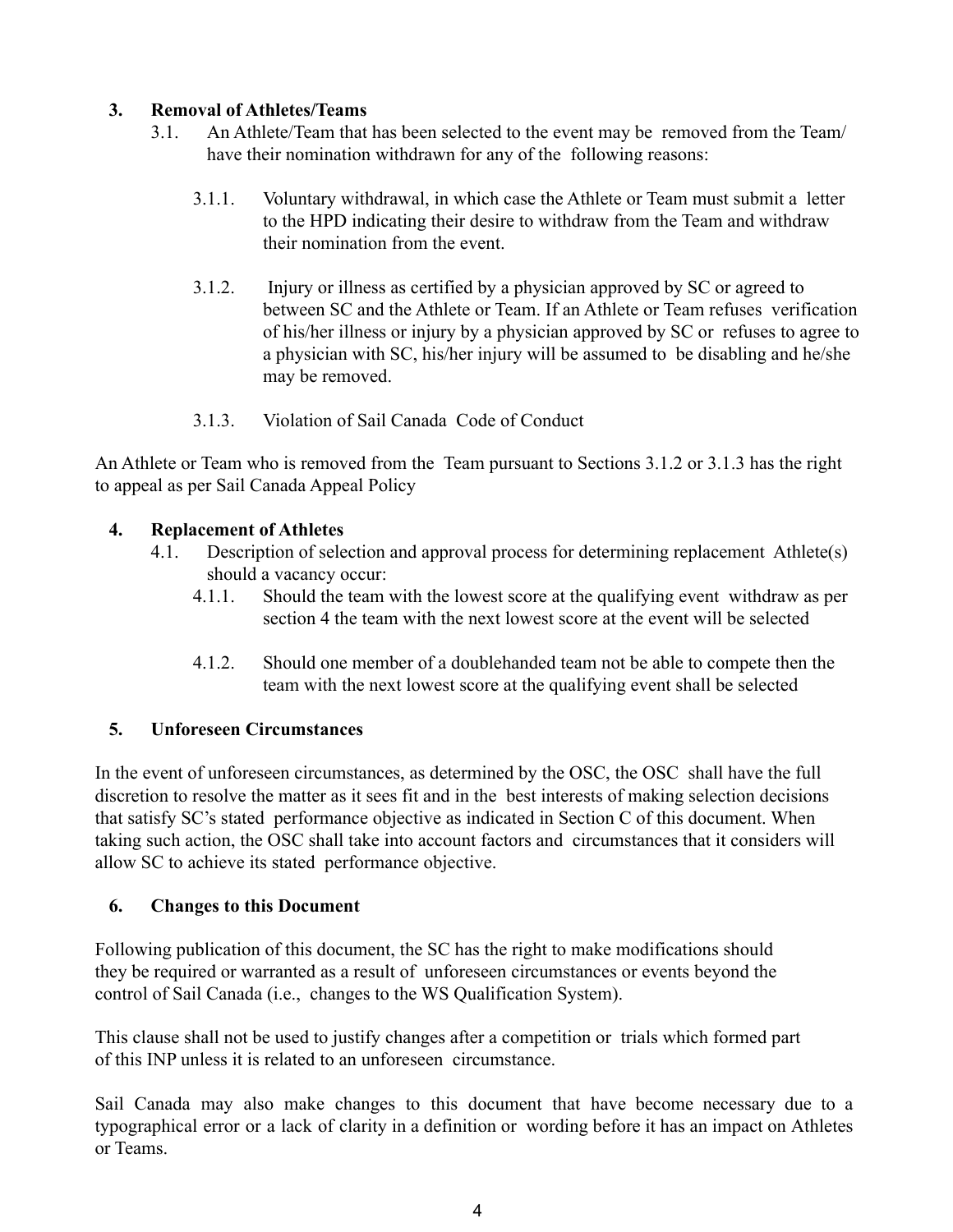### 3. Removal of Athletes/Teams

3.1. An Athlete/Team that has been selected to the event may be removed from the Team/ have their nomination withdrawn for any of the following reasons:

3.1.1. Voluntary withdrawal, in which case the Athlete or Team must submit a letter to the HPD indicating their desire to withdraw from the Team and withdraw their nomination from the event.

3.1.2. Injury or illness as certified by a physician approved by SC or agreed to between SC and the Athlete or Team. If an Athlete or Team refuses verification of his/her illness or injury by a physician approved by SC or refuses to agree to a physician with SC, his/her injury will be assumed to be disabling and he/she may be removed.

3.1.3. Violation of Sail Canada Code of Conduct

An Athlete or Team who is removed from the Team pursuant to Sections 3.1.2 or 3.1.3 has the right to appeal as per Sail Canada Appeal Policy

### 4. Replacement of Athletes

4.1. Description of selection and approval process for determining replacement Athlete(s) should a vacancy occur:

4.1.1. Should the team with the lowest score at the qualifying event withdraw as per section 4 the team with the next lowest score at the event will be selected

4.1.2. Should one member of a doublehanded team not be able to compete then the team with the next lowest score at the qualifying event shall be selected

### 5. Unforeseen Circumstances

In the event of unforeseen circumstances, as determined by the OSC, the OSC shall have the full discretion to resolve the matter as it sees fit and in the best interests of making selection decisions that satisfy SC's stated performance objective as indicated in Section C of this document. When taking such action, the OSC shall take into account factors and circumstances that it considers will allow SC to achieve its stated performance objective.

### 6. Changes to this Document

Following publication of this document, the SC has the right to make modifications should they be required or warranted as a result of unforeseen circumstances or events beyond the control of Sail Canada (i.e., changes to the WS Qualification System).

This clause shall not be used to justify changes after a competition or trials which formed part of this INP unless it is related to an unforeseen circumstance.

Sail Canada may also make changes to this document that have become necessary due to a typographical error or a lack of clarity in a definition or wording before it has an impact on Athletes or Teams.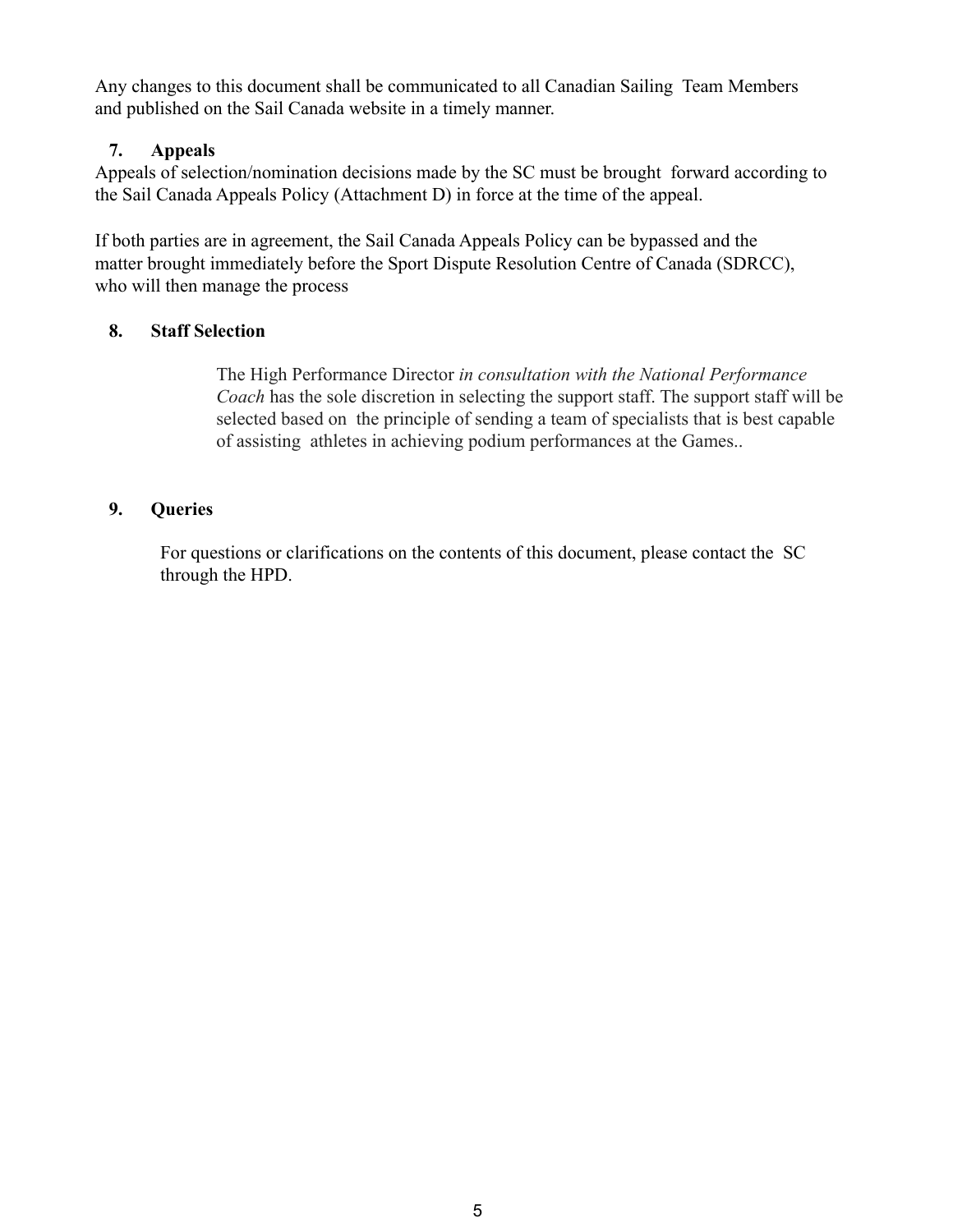Any changes to this document shall be communicated to all Canadian Sailing Team Members and published on the Sail Canada website in a timely manner.

## 7. Appeals

Appeals of selection/nomination decisions made by the SC must be brought forward according to the Sail Canada Appeals Policy (Attachment D) in force at the time of the appeal.

If both parties are in agreement, the Sail Canada Appeals Policy can be bypassed and the matter brought immediately before the Sport Dispute Resolution Centre of Canada (SDRCC), who will then manage the process

## 8. Staff Selection

The High Performance Director *in consultation with the National Performance Coach* has the sole discretion in selecting the support staff. The support staff will be selected based on the principle of sending a team of specialists that is best capable of assisting athletes in achieving podium performances at the Games..

## 9. Queries

For questions or clarifications on the contents of this document, please contact the SC through the HPD.